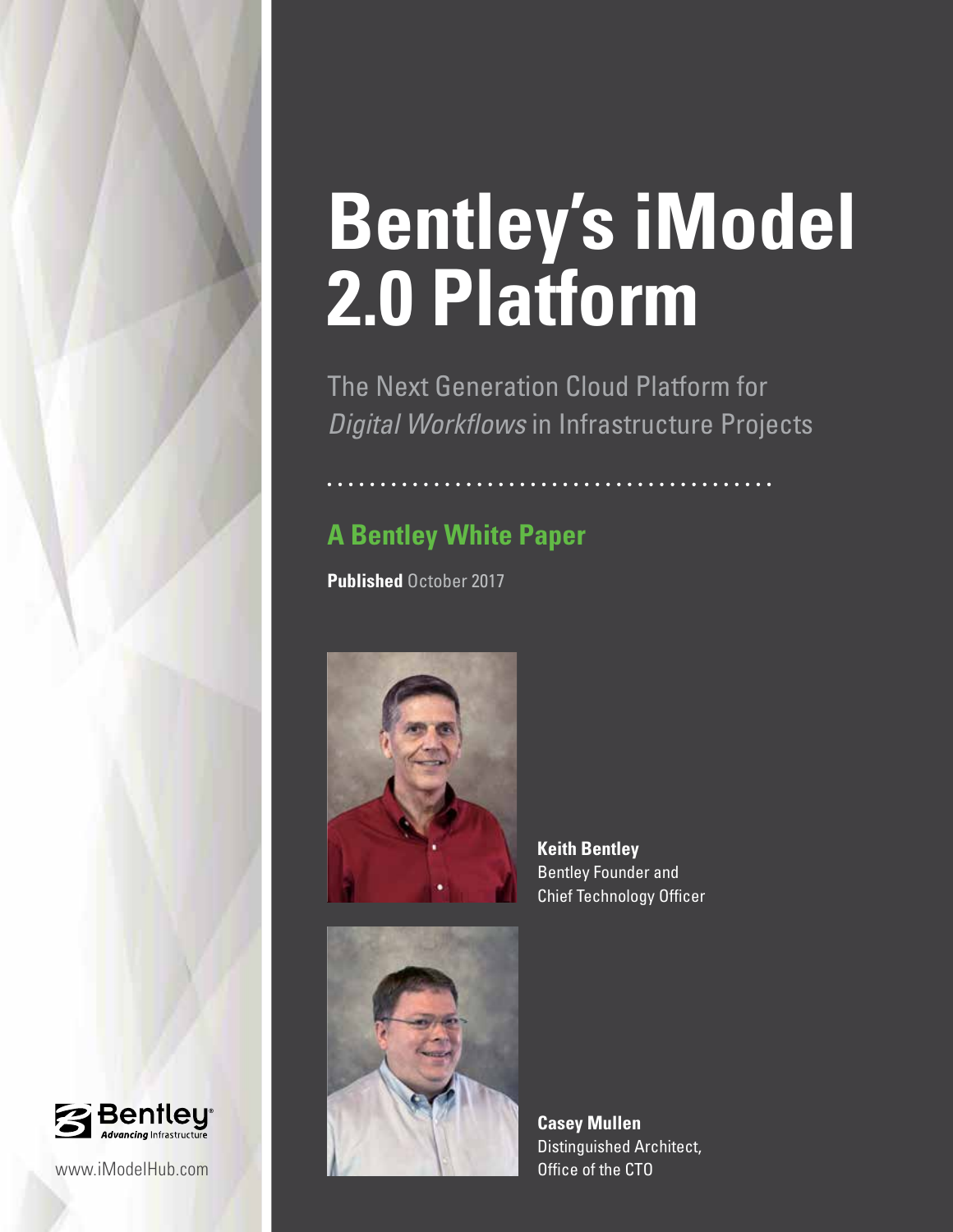# Bentley's iModel 2.0 Platform

The Next Generation Cloud Platform for *Digital Workflows* in Infrastructure Projects

## A Bentley White Paper

**Published** October 2017

**Keith Bentley**
Bentley Founder and
Chief Technology Officer

**Casey Mullen**
Distinguished Architect,
Office of the CTO

Bentley
Advancing Infrastructure

www.iModelHub.com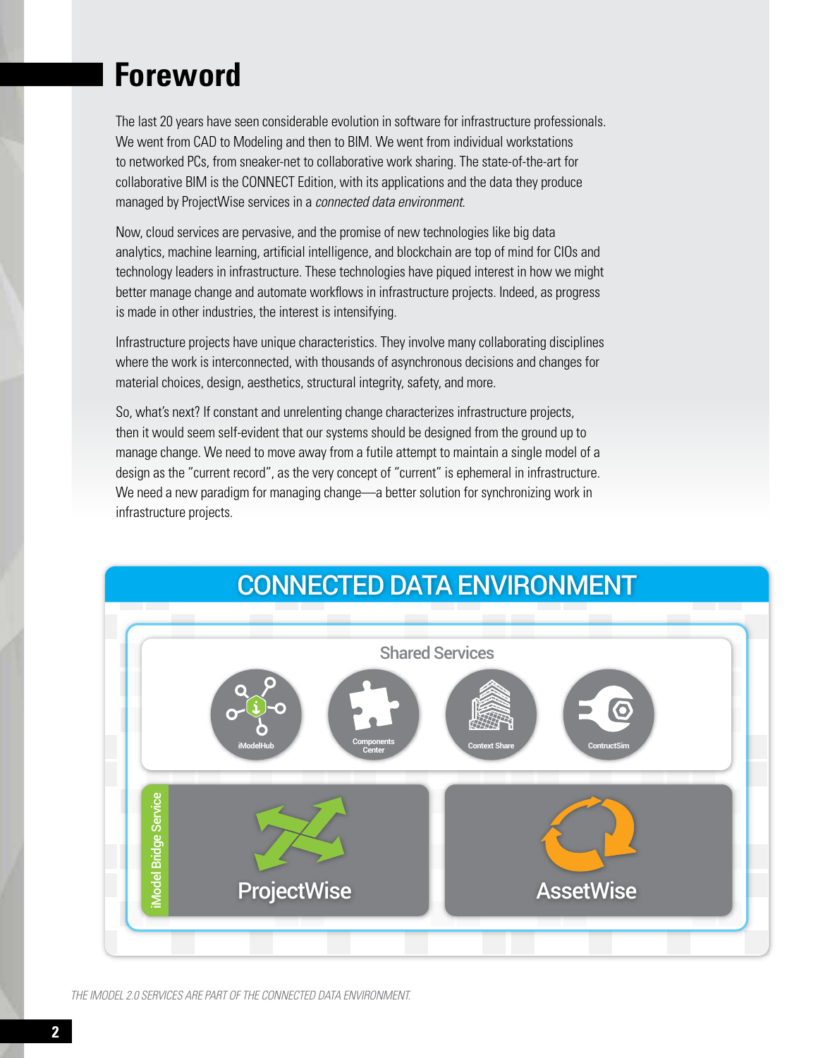# Foreword

The last 20 years have seen considerable evolution in software for infrastructure professionals. We went from CAD to Modeling and then to BIM. We went from individual workstations to networked PCs, from sneaker-net to collaborative work sharing. The state-of-the-art for collaborative BIM is the CONNECT Edition, with its applications and the data they produce managed by ProjectWise services in a *connected data environment*.

Now, cloud services are pervasive, and the promise of new technologies like big data analytics, machine learning, artificial intelligence, and blockchain are top of mind for CIOs and technology leaders in infrastructure. These technologies have piqued interest in how we might better manage change and automate workflows in infrastructure projects. Indeed, as progress is made in other industries, the interest is intensifying.

Infrastructure projects have unique characteristics. They involve many collaborating disciplines where the work is interconnected, with thousands of asynchronous decisions and changes for material choices, design, aesthetics, structural integrity, safety, and more.

So, what's next? If constant and unrelenting change characterizes infrastructure projects, then it would seem self-evident that our systems should be designed from the ground up to manage change. We need to move away from a futile attempt to maintain a single model of a design as the "current record", as the very concept of "current" is ephemeral in infrastructure. We need a new paradigm for managing change—a better solution for synchronizing work in infrastructure projects.

CONNECTED DATA ENVIRONMENT

Shared Services

iModelHub | Components Center | Context Share | ContructSim

iModel Bridge Service

ProjectWise

AssetWise

*THE IMODEL 2.0 SERVICES ARE PART OF THE CONNECTED DATA ENVIRONMENT.*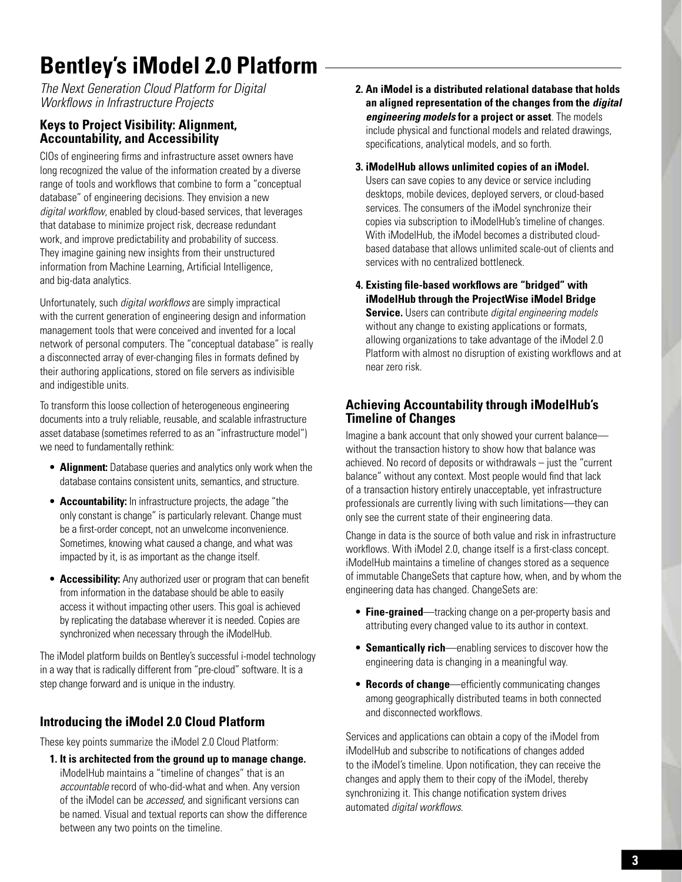# Bentley's iModel 2.0 Platform

*The Next Generation Cloud Platform for Digital Workflows in Infrastructure Projects*

### Keys to Project Visibility: Alignment, Accountability, and Accessibility

CIOs of engineering firms and infrastructure asset owners have long recognized the value of the information created by a diverse range of tools and workflows that combine to form a "conceptual database" of engineering decisions. They envision a new *digital workflow*, enabled by cloud-based services, that leverages that database to minimize project risk, decrease redundant work, and improve predictability and probability of success. They imagine gaining new insights from their unstructured information from Machine Learning, Artificial Intelligence, and big-data analytics.

Unfortunately, such *digital workflows* are simply impractical with the current generation of engineering design and information management tools that were conceived and invented for a local network of personal computers. The "conceptual database" is really a disconnected array of ever-changing files in formats defined by their authoring applications, stored on file servers as indivisible and indigestible units.

To transform this loose collection of heterogeneous engineering documents into a truly reliable, reusable, and scalable infrastructure asset database (sometimes referred to as an "infrastructure model") we need to fundamentally rethink:

- **Alignment:** Database queries and analytics only work when the database contains consistent units, semantics, and structure.
- **Accountability:** In infrastructure projects, the adage "the only constant is change" is particularly relevant. Change must be a first-order concept, not an unwelcome inconvenience. Sometimes, knowing what caused a change, and what was impacted by it, is as important as the change itself.
- **Accessibility:** Any authorized user or program that can benefit from information in the database should be able to easily access it without impacting other users. This goal is achieved by replicating the database wherever it is needed. Copies are synchronized when necessary through the iModelHub.

The iModel platform builds on Bentley's successful i-model technology in a way that is radically different from "pre-cloud" software. It is a step change forward and is unique in the industry.

### Introducing the iModel 2.0 Cloud Platform

These key points summarize the iModel 2.0 Cloud Platform:

1. **It is architected from the ground up to manage change.** iModelHub maintains a "timeline of changes" that is an *accountable* record of who-did-what and when. Any version of the iModel can be *accessed*, and significant versions can be named. Visual and textual reports can show the difference between any two points on the timeline.
2. **An iModel is a distributed relational database that holds an aligned representation of the changes from the *digital engineering models* for a project or asset**. The models include physical and functional models and related drawings, specifications, analytical models, and so forth.
3. **iModelHub allows unlimited copies of an iModel.** Users can save copies to any device or service including desktops, mobile devices, deployed servers, or cloud-based services. The consumers of the iModel synchronize their copies via subscription to iModelHub's timeline of changes. With iModelHub, the iModel becomes a distributed cloud-based database that allows unlimited scale-out of clients and services with no centralized bottleneck.
4. **Existing file-based workflows are "bridged" with iModelHub through the ProjectWise iModel Bridge Service.** Users can contribute *digital engineering models* without any change to existing applications or formats, allowing organizations to take advantage of the iModel 2.0 Platform with almost no disruption of existing workflows and at near zero risk.

### Achieving Accountability through iModelHub's Timeline of Changes

Imagine a bank account that only showed your current balance—without the transaction history to show how that balance was achieved. No record of deposits or withdrawals – just the "current balance" without any context. Most people would find that lack of a transaction history entirely unacceptable, yet infrastructure professionals are currently living with such limitations—they can only see the current state of their engineering data.

Change in data is the source of both value and risk in infrastructure workflows. With iModel 2.0, change itself is a first-class concept. iModelHub maintains a timeline of changes stored as a sequence of immutable ChangeSets that capture how, when, and by whom the engineering data has changed. ChangeSets are:

- **Fine-grained**—tracking change on a per-property basis and attributing every changed value to its author in context.
- **Semantically rich**—enabling services to discover how the engineering data is changing in a meaningful way.
- **Records of change**—efficiently communicating changes among geographically distributed teams in both connected and disconnected workflows.

Services and applications can obtain a copy of the iModel from iModelHub and subscribe to notifications of changes added to the iModel's timeline. Upon notification, they can receive the changes and apply them to their copy of the iModel, thereby synchronizing it. This change notification system drives automated *digital workflows*.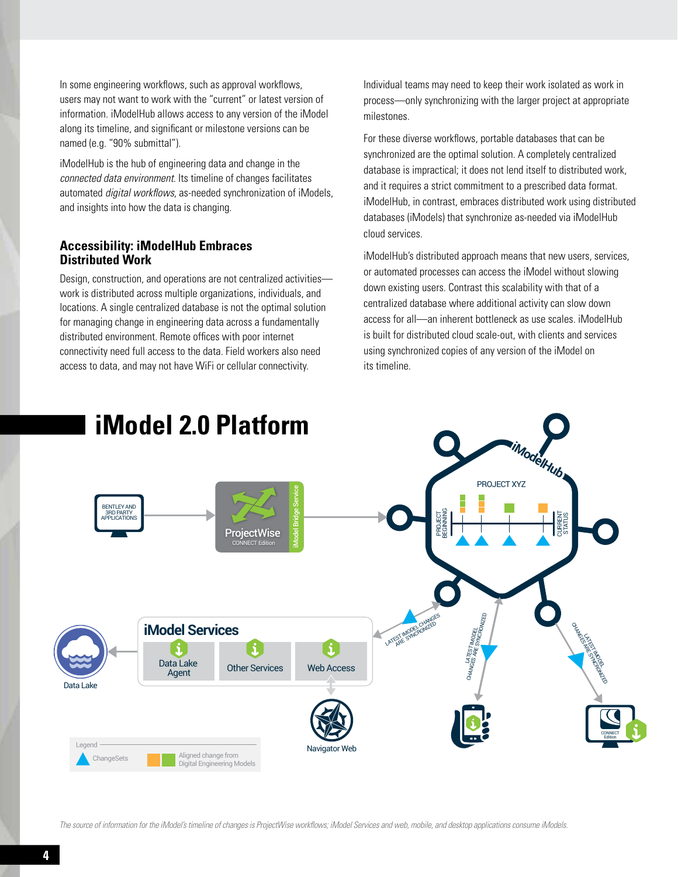In some engineering workflows, such as approval workflows, users may not want to work with the "current" or latest version of information. iModelHub allows access to any version of the iModel along its timeline, and significant or milestone versions can be named (e.g. "90% submittal").

iModelHub is the hub of engineering data and change in the *connected data environment*. Its timeline of changes facilitates automated *digital workflows*, as-needed synchronization of iModels, and insights into how the data is changing.

### Accessibility: iModelHub Embraces Distributed Work

Design, construction, and operations are not centralized activities—work is distributed across multiple organizations, individuals, and locations. A single centralized database is not the optimal solution for managing change in engineering data across a fundamentally distributed environment. Remote offices with poor internet connectivity need full access to the data. Field workers also need access to data, and may not have WiFi or cellular connectivity.

Individual teams may need to keep their work isolated as work in process—only synchronizing with the larger project at appropriate milestones.

For these diverse workflows, portable databases that can be synchronized are the optimal solution. A completely centralized database is impractical; it does not lend itself to distributed work, and it requires a strict commitment to a prescribed data format. iModelHub, in contrast, embraces distributed work using distributed databases (iModels) that synchronize as-needed via iModelHub cloud services.

iModelHub's distributed approach means that new users, services, or automated processes can access the iModel without slowing down existing users. Contrast this scalability with that of a centralized database where additional activity can slow down access for all—an inherent bottleneck as use scales. iModelHub is built for distributed cloud scale-out, with clients and services using synchronized copies of any version of the iModel on its timeline.

## iModel 2.0 Platform

BENTLEY AND 3RD PARTY APPLICATIONS

ProjectWise CONNECT Edition

iModel Bridge Service

iModelHub

PROJECT XYZ

PROJECT BEGINNING

CURRENT STATUS

iModel Services

Data Lake Agent

Other Services

Web Access

Data Lake

Navigator Web

LATEST IMODEL CHANGES ARE SYNCRONIZED

LATEST IMODEL CHANGES ARE SYNCRONIZED

LATEST IMODEL CHANGES ARE SYNCRONIZED

CONNECT Edition

Legend

ChangeSets

Aligned change from Digital Engineering Models

*The source of information for the iModel's timeline of changes is ProjectWise workflows; iModel Services and web, mobile, and desktop applications consume iModels.*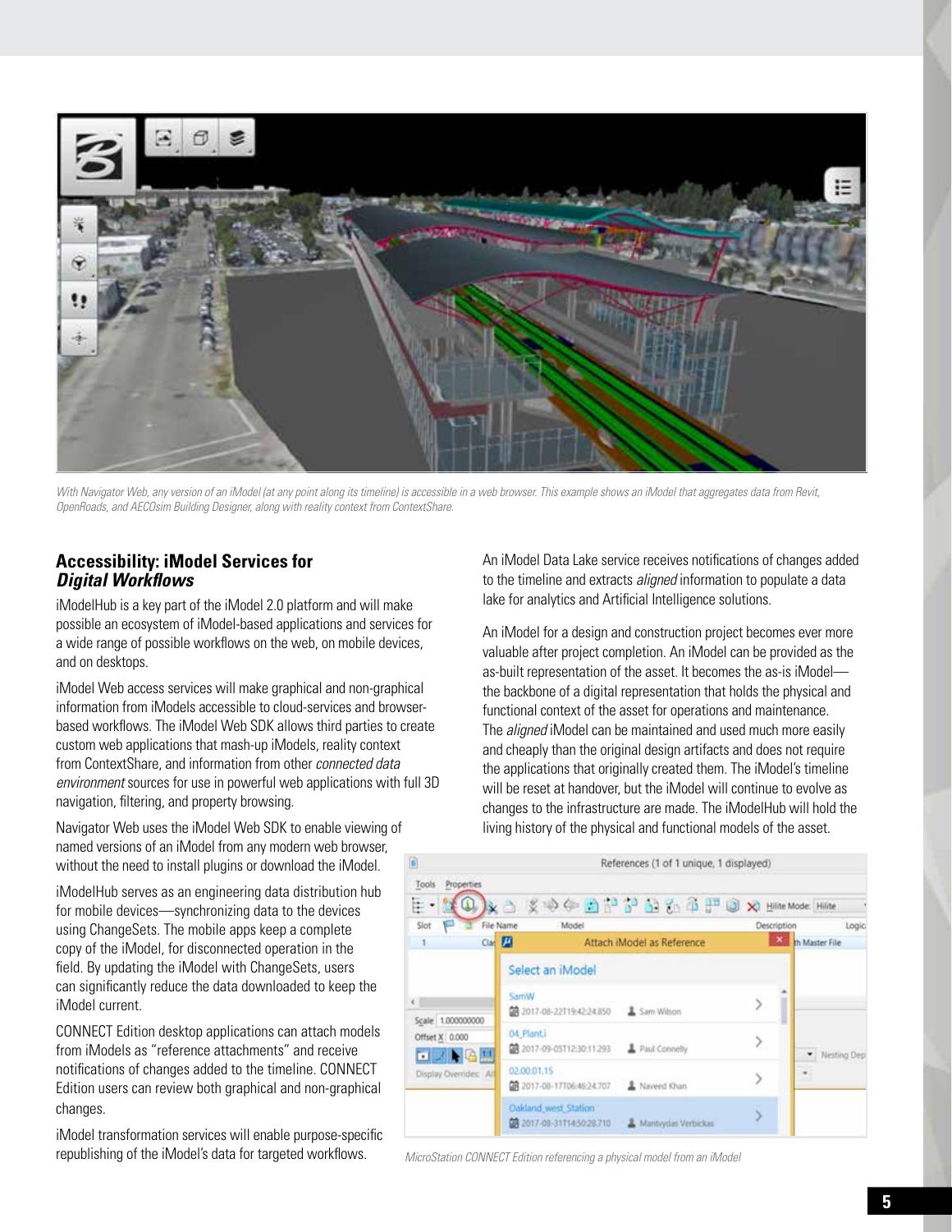*With Navigator Web, any version of an iModel (at any point along its timeline) is accessible in a web browser. This example shows an iModel that aggregates data from Revit, OpenRoads, and AECOsim Building Designer, along with reality context from ContextShare.*

## Accessibility: iModel Services for *Digital Workflows*

iModelHub is a key part of the iModel 2.0 platform and will make possible an ecosystem of iModel-based applications and services for a wide range of possible workflows on the web, on mobile devices, and on desktops.

iModel Web access services will make graphical and non-graphical information from iModels accessible to cloud-services and browser-based workflows. The iModel Web SDK allows third parties to create custom web applications that mash-up iModels, reality context from ContextShare, and information from other *connected data environment* sources for use in powerful web applications with full 3D navigation, filtering, and property browsing.

Navigator Web uses the iModel Web SDK to enable viewing of named versions of an iModel from any modern web browser, without the need to install plugins or download the iModel.

iModelHub serves as an engineering data distribution hub for mobile devices—synchronizing data to the devices using ChangeSets. The mobile apps keep a complete copy of the iModel, for disconnected operation in the field. By updating the iModel with ChangeSets, users can significantly reduce the data downloaded to keep the iModel current.

CONNECT Edition desktop applications can attach models from iModels as "reference attachments" and receive notifications of changes added to the timeline. CONNECT Edition users can review both graphical and non-graphical changes.

iModel transformation services will enable purpose-specific republishing of the iModel's data for targeted workflows.

An iModel Data Lake service receives notifications of changes added to the timeline and extracts *aligned* information to populate a data lake for analytics and Artificial Intelligence solutions.

An iModel for a design and construction project becomes ever more valuable after project completion. An iModel can be provided as the as-built representation of the asset. It becomes the as-is iModel—the backbone of a digital representation that holds the physical and functional context of the asset for operations and maintenance. The *aligned* iModel can be maintained and used much more easily and cheaply than the original design artifacts and does not require the applications that originally created them. The iModel's timeline will be reset at handover, but the iModel will continue to evolve as changes to the infrastructure are made. The iModelHub will hold the living history of the physical and functional models of the asset.

*MicroStation CONNECT Edition referencing a physical model from an iModel*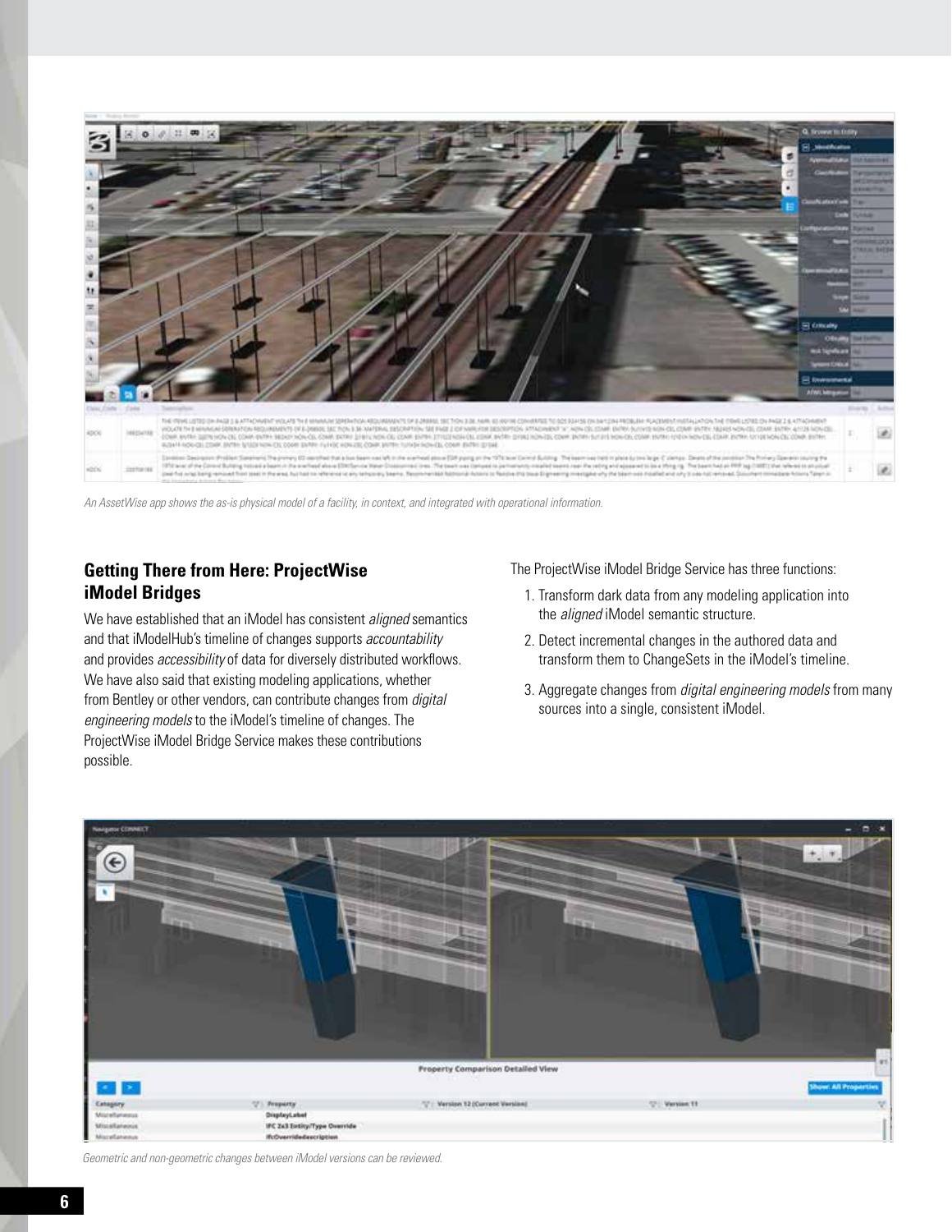An AssetWise app shows the as-is physical model of a facility, in context, and integrated with operational information.

## Getting There from Here: ProjectWise iModel Bridges

We have established that an iModel has consistent *aligned* semantics and that iModelHub's timeline of changes supports *accountability* and provides *accessibility* of data for diversely distributed workflows. We have also said that existing modeling applications, whether from Bentley or other vendors, can contribute changes from *digital engineering models* to the iModel's timeline of changes. The ProjectWise iModel Bridge Service makes these contributions possible.

The ProjectWise iModel Bridge Service has three functions:

1. Transform dark data from any modeling application into the *aligned* iModel semantic structure.
2. Detect incremental changes in the authored data and transform them to ChangeSets in the iModel's timeline.
3. Aggregate changes from *digital engineering models* from many sources into a single, consistent iModel.

Geometric and non-geometric changes between iModel versions can be reviewed.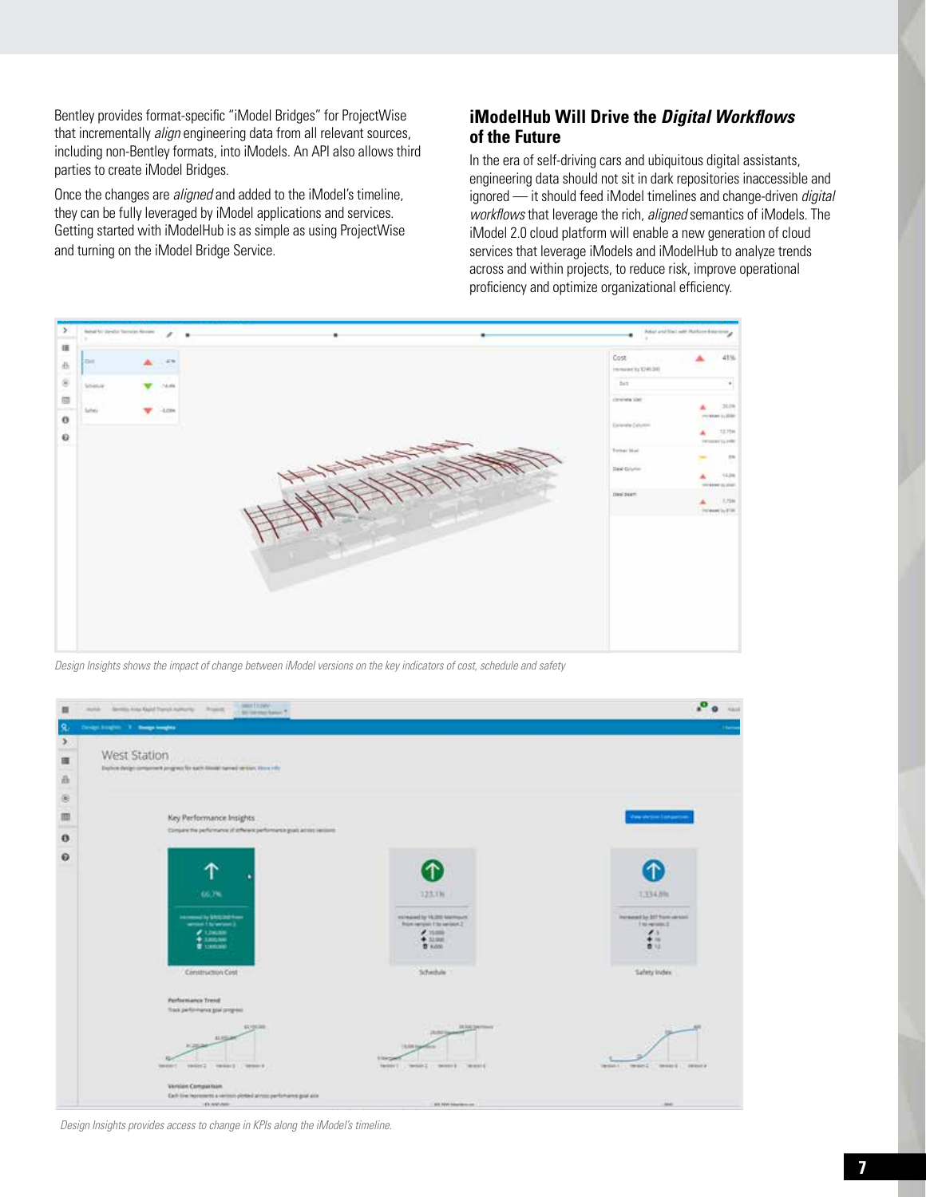Bentley provides format-specific "iModel Bridges" for ProjectWise that incrementally *align* engineering data from all relevant sources, including non-Bentley formats, into iModels. An API also allows third parties to create iModel Bridges.

Once the changes are *aligned* and added to the iModel's timeline, they can be fully leveraged by iModel applications and services. Getting started with iModelHub is as simple as using ProjectWise and turning on the iModel Bridge Service.

## iModelHub Will Drive the *Digital Workflows* of the Future

In the era of self-driving cars and ubiquitous digital assistants, engineering data should not sit in dark repositories inaccessible and ignored — it should feed iModel timelines and change-driven *digital workflows* that leverage the rich, *aligned* semantics of iModels. The iModel 2.0 cloud platform will enable a new generation of cloud services that leverage iModels and iModelHub to analyze trends across and within projects, to reduce risk, improve operational proficiency and optimize organizational efficiency.

*Design Insights shows the impact of change between iModel versions on the key indicators of cost, schedule and safety*

*Design Insights provides access to change in KPIs along the iModel's timeline.*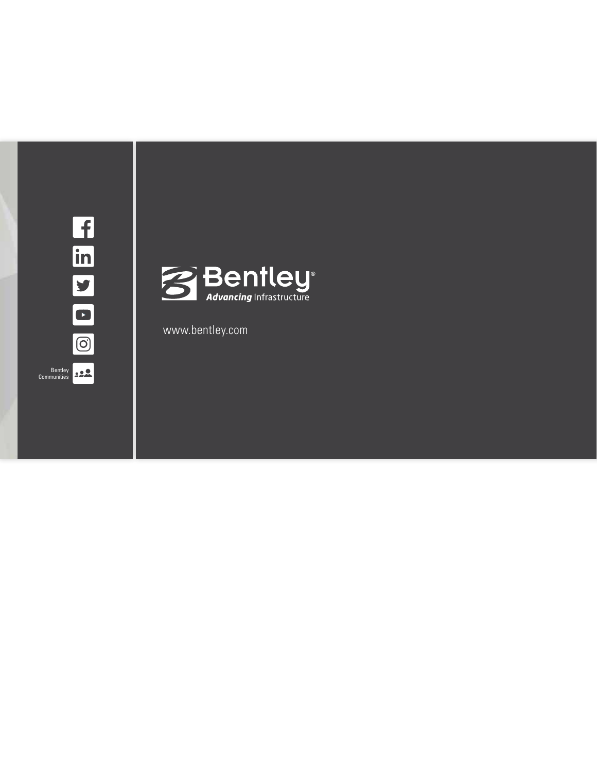Bentley Communities

Bentley® Advancing Infrastructure

www.bentley.com